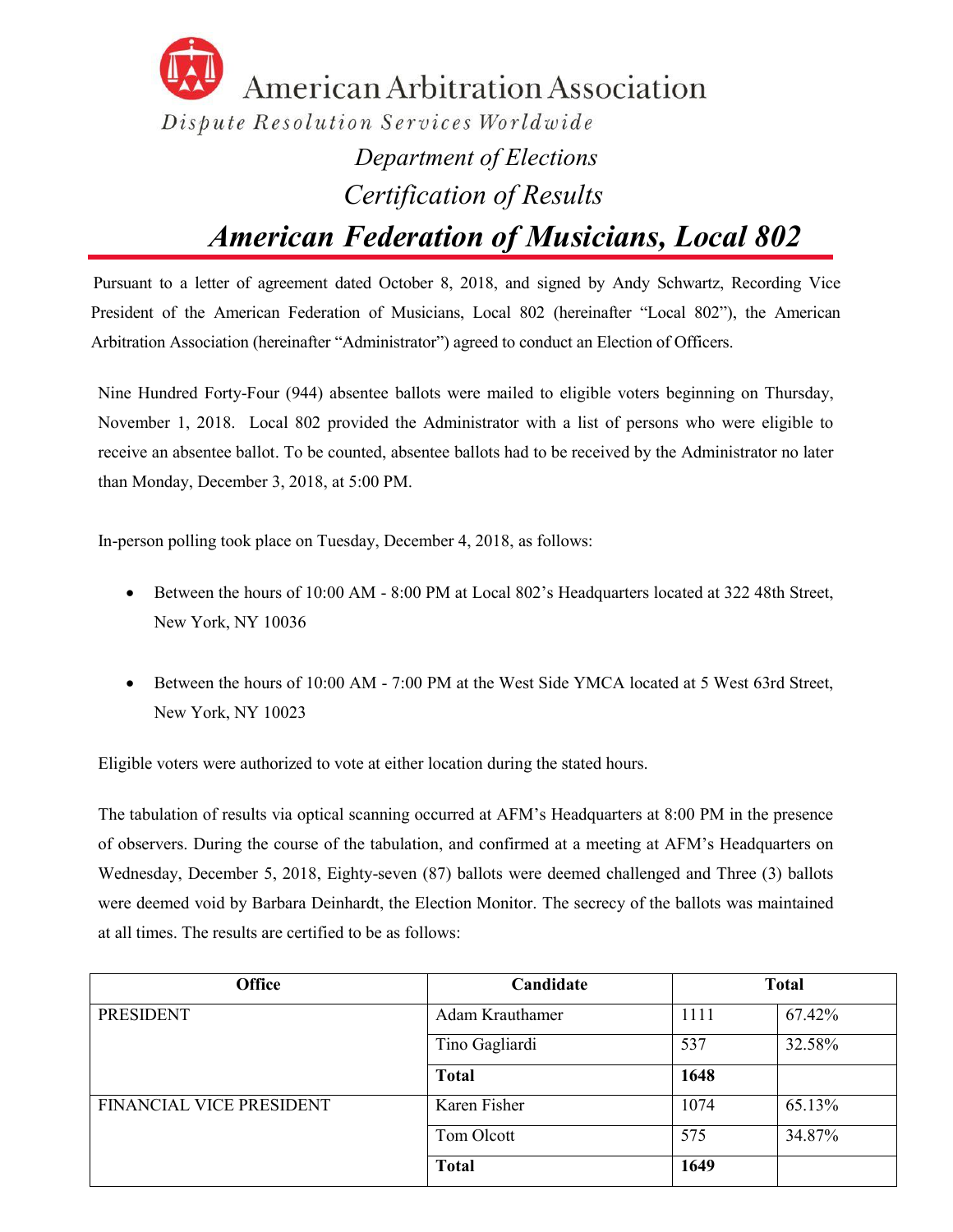# American Arbitration Association

*Dispute Resolution Services Worldwide*

## *Department of Elections*

## *Certification of Results*

## ***American Federation of Musicians, Local 802***

Pursuant to a letter of agreement dated October 8, 2018, and signed by Andy Schwartz, Recording Vice President of the American Federation of Musicians, Local 802 (hereinafter "Local 802"), the American Arbitration Association (hereinafter "Administrator") agreed to conduct an Election of Officers.

Nine Hundred Forty-Four (944) absentee ballots were mailed to eligible voters beginning on Thursday, November 1, 2018. Local 802 provided the Administrator with a list of persons who were eligible to receive an absentee ballot. To be counted, absentee ballots had to be received by the Administrator no later than Monday, December 3, 2018, at 5:00 PM.

In-person polling took place on Tuesday, December 4, 2018, as follows:

- Between the hours of 10:00 AM - 8:00 PM at Local 802's Headquarters located at 322 48th Street, New York, NY 10036
- Between the hours of 10:00 AM - 7:00 PM at the West Side YMCA located at 5 West 63rd Street, New York, NY 10023

Eligible voters were authorized to vote at either location during the stated hours.

The tabulation of results via optical scanning occurred at AFM's Headquarters at 8:00 PM in the presence of observers. During the course of the tabulation, and confirmed at a meeting at AFM's Headquarters on Wednesday, December 5, 2018, Eighty-seven (87) ballots were deemed challenged and Three (3) ballots were deemed void by Barbara Deinhardt, the Election Monitor. The secrecy of the ballots was maintained at all times. The results are certified to be as follows:

| Office | Candidate | Total | |
|---|---|---|---|
| PRESIDENT | Adam Krauthamer | 1111 | 67.42% |
| | Tino Gagliardi | 537 | 32.58% |
| | **Total** | **1648** | |
| FINANCIAL VICE PRESIDENT | Karen Fisher | 1074 | 65.13% |
| | Tom Olcott | 575 | 34.87% |
| | **Total** | **1649** | |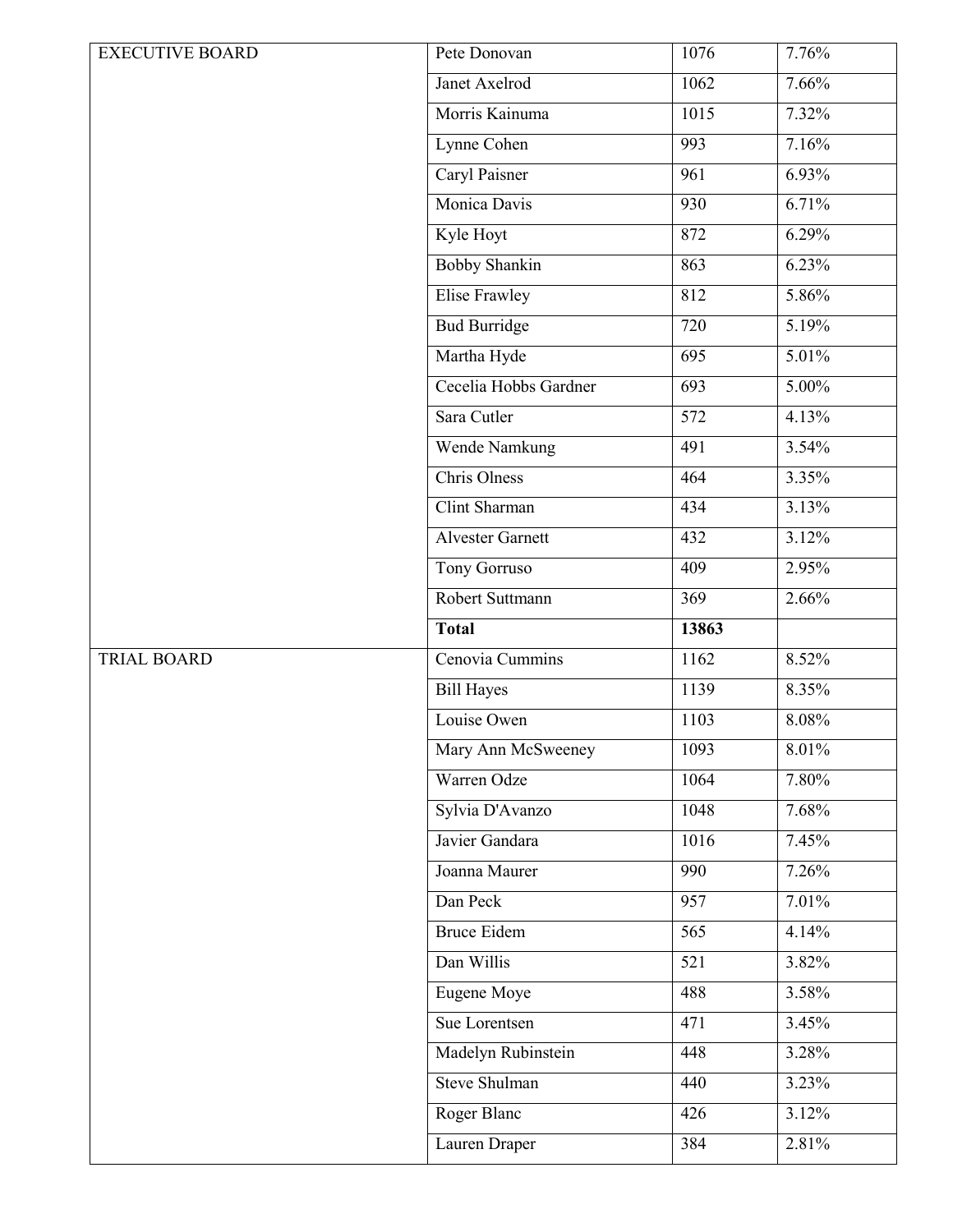| | | | |
|---|---|---|---|
| EXECUTIVE BOARD | Pete Donovan | 1076 | 7.76% |
| | Janet Axelrod | 1062 | 7.66% |
| | Morris Kainuma | 1015 | 7.32% |
| | Lynne Cohen | 993 | 7.16% |
| | Caryl Paisner | 961 | 6.93% |
| | Monica Davis | 930 | 6.71% |
| | Kyle Hoyt | 872 | 6.29% |
| | Bobby Shankin | 863 | 6.23% |
| | Elise Frawley | 812 | 5.86% |
| | Bud Burridge | 720 | 5.19% |
| | Martha Hyde | 695 | 5.01% |
| | Cecelia Hobbs Gardner | 693 | 5.00% |
| | Sara Cutler | 572 | 4.13% |
| | Wende Namkung | 491 | 3.54% |
| | Chris Olness | 464 | 3.35% |
| | Clint Sharman | 434 | 3.13% |
| | Alvester Garnett | 432 | 3.12% |
| | Tony Gorruso | 409 | 2.95% |
| | Robert Suttmann | 369 | 2.66% |
| | **Total** | **13863** | |
| TRIAL BOARD | Cenovia Cummins | 1162 | 8.52% |
| | Bill Hayes | 1139 | 8.35% |
| | Louise Owen | 1103 | 8.08% |
| | Mary Ann McSweeney | 1093 | 8.01% |
| | Warren Odze | 1064 | 7.80% |
| | Sylvia D'Avanzo | 1048 | 7.68% |
| | Javier Gandara | 1016 | 7.45% |
| | Joanna Maurer | 990 | 7.26% |
| | Dan Peck | 957 | 7.01% |
| | Bruce Eidem | 565 | 4.14% |
| | Dan Willis | 521 | 3.82% |
| | Eugene Moye | 488 | 3.58% |
| | Sue Lorentsen | 471 | 3.45% |
| | Madelyn Rubinstein | 448 | 3.28% |
| | Steve Shulman | 440 | 3.23% |
| | Roger Blanc | 426 | 3.12% |
| | Lauren Draper | 384 | 2.81% |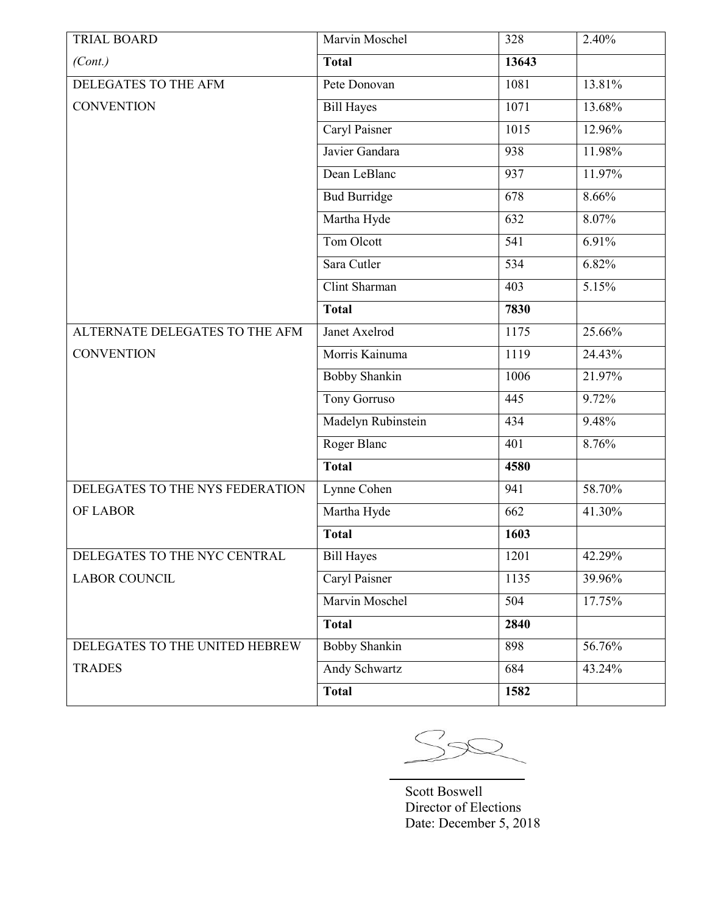| | | | |
|---|---|---|---|
| TRIAL BOARD *(Cont.)* | Marvin Moschel | 328 | 2.40% |
| | **Total** | **13643** | |
| DELEGATES TO THE AFM CONVENTION | Pete Donovan | 1081 | 13.81% |
| | Bill Hayes | 1071 | 13.68% |
| | Caryl Paisner | 1015 | 12.96% |
| | Javier Gandara | 938 | 11.98% |
| | Dean LeBlanc | 937 | 11.97% |
| | Bud Burridge | 678 | 8.66% |
| | Martha Hyde | 632 | 8.07% |
| | Tom Olcott | 541 | 6.91% |
| | Sara Cutler | 534 | 6.82% |
| | Clint Sharman | 403 | 5.15% |
| | **Total** | **7830** | |
| ALTERNATE DELEGATES TO THE AFM CONVENTION | Janet Axelrod | 1175 | 25.66% |
| | Morris Kainuma | 1119 | 24.43% |
| | Bobby Shankin | 1006 | 21.97% |
| | Tony Gorruso | 445 | 9.72% |
| | Madelyn Rubinstein | 434 | 9.48% |
| | Roger Blanc | 401 | 8.76% |
| | **Total** | **4580** | |
| DELEGATES TO THE NYS FEDERATION OF LABOR | Lynne Cohen | 941 | 58.70% |
| | Martha Hyde | 662 | 41.30% |
| | **Total** | **1603** | |
| DELEGATES TO THE NYC CENTRAL LABOR COUNCIL | Bill Hayes | 1201 | 42.29% |
| | Caryl Paisner | 1135 | 39.96% |
| | Marvin Moschel | 504 | 17.75% |
| | **Total** | **2840** | |
| DELEGATES TO THE UNITED HEBREW TRADES | Bobby Shankin | 898 | 56.76% |
| | Andy Schwartz | 684 | 43.24% |
| | **Total** | **1582** | |

Scott Boswell
Director of Elections
Date: December 5, 2018